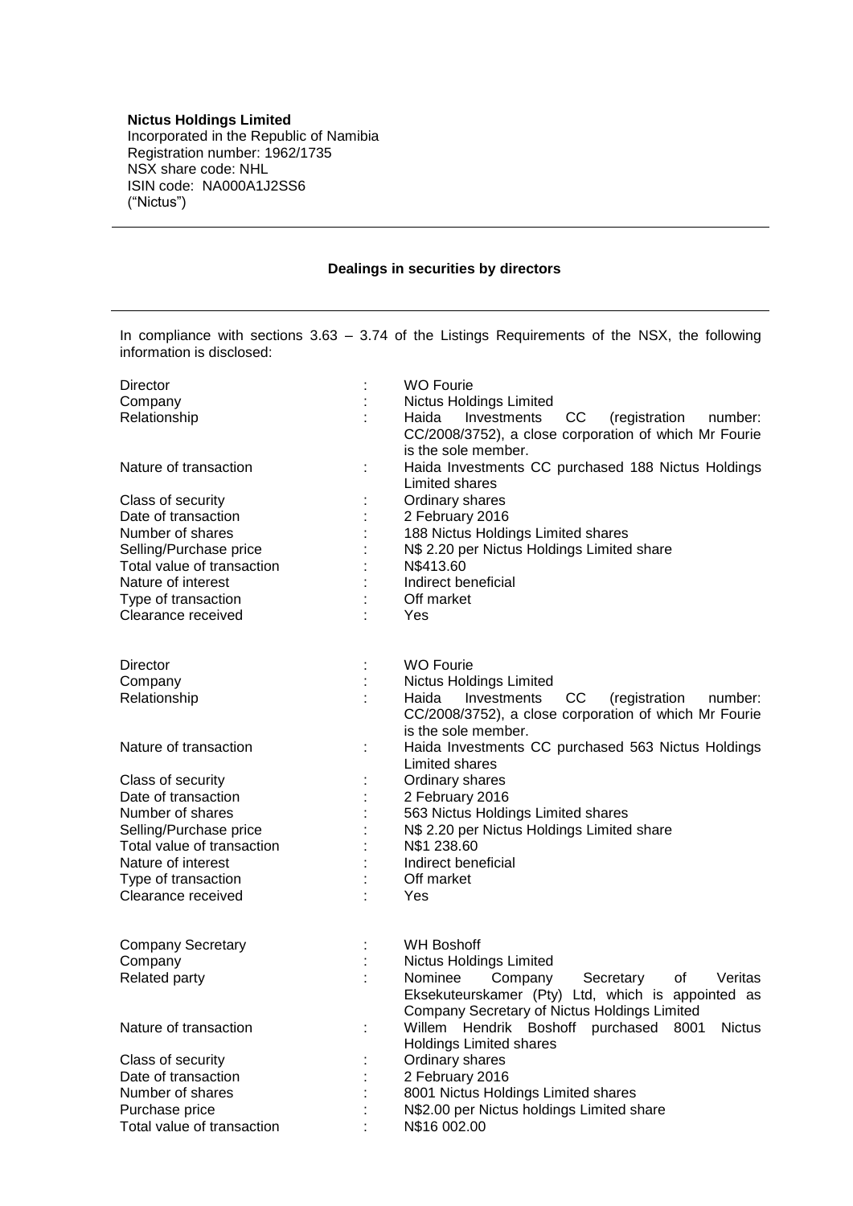**Nictus Holdings Limited**
Incorporated in the Republic of Namibia
Registration number: 1962/1735
NSX share code: NHL
ISIN code: NA000A1J2SS6
("Nictus")

---

**Dealings in securities by directors**

---

In compliance with sections 3.63 – 3.74 of the Listings Requirements of the NSX, the following information is disclosed:

| | | |
|---|---|---|
| Director | : | WO Fourie |
| Company | : | Nictus Holdings Limited |
| Relationship | : | Haida Investments CC (registration number: CC/2008/3752), a close corporation of which Mr Fourie is the sole member. |
| Nature of transaction | : | Haida Investments CC purchased 188 Nictus Holdings Limited shares |
| Class of security | : | Ordinary shares |
| Date of transaction | : | 2 February 2016 |
| Number of shares | : | 188 Nictus Holdings Limited shares |
| Selling/Purchase price | : | N$ 2.20 per Nictus Holdings Limited share |
| Total value of transaction | : | N$413.60 |
| Nature of interest | : | Indirect beneficial |
| Type of transaction | : | Off market |
| Clearance received | : | Yes |

| | | |
|---|---|---|
| Director | : | WO Fourie |
| Company | : | Nictus Holdings Limited |
| Relationship | : | Haida Investments CC (registration number: CC/2008/3752), a close corporation of which Mr Fourie is the sole member. |
| Nature of transaction | : | Haida Investments CC purchased 563 Nictus Holdings Limited shares |
| Class of security | : | Ordinary shares |
| Date of transaction | : | 2 February 2016 |
| Number of shares | : | 563 Nictus Holdings Limited shares |
| Selling/Purchase price | : | N$ 2.20 per Nictus Holdings Limited share |
| Total value of transaction | : | N$1 238.60 |
| Nature of interest | : | Indirect beneficial |
| Type of transaction | : | Off market |
| Clearance received | : | Yes |

| | | |
|---|---|---|
| Company Secretary | : | WH Boshoff |
| Company | : | Nictus Holdings Limited |
| Related party | : | Nominee Company Secretary of Veritas Eksekuteurskamer (Pty) Ltd, which is appointed as Company Secretary of Nictus Holdings Limited |
| Nature of transaction | : | Willem Hendrik Boshoff purchased 8001 Nictus Holdings Limited shares |
| Class of security | : | Ordinary shares |
| Date of transaction | : | 2 February 2016 |
| Number of shares | : | 8001 Nictus Holdings Limited shares |
| Purchase price | : | N$2.00 per Nictus holdings Limited share |
| Total value of transaction | : | N$16 002.00 |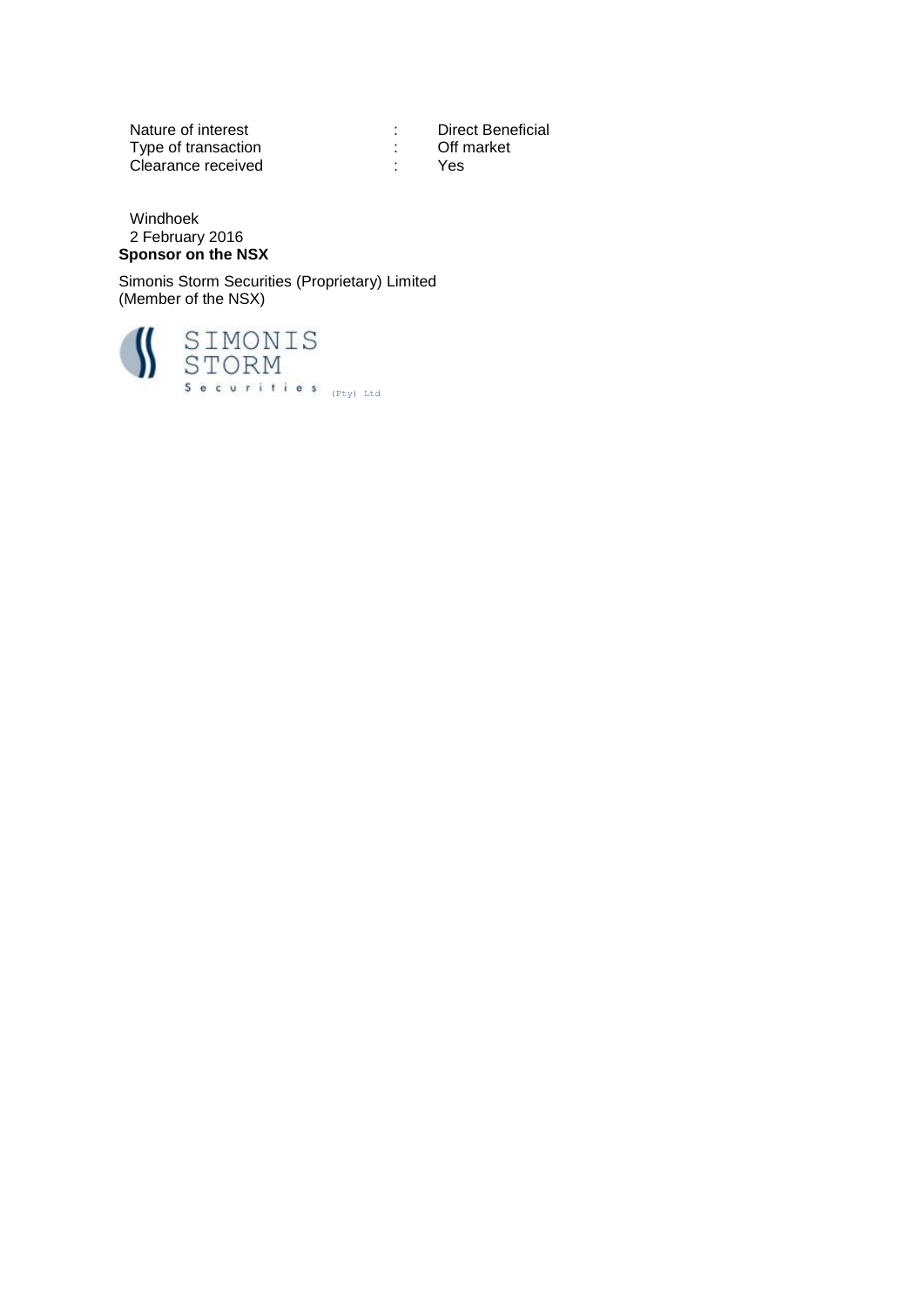| | | |
|---|---|---|
| Nature of interest | : | Direct Beneficial |
| Type of transaction | : | Off market |
| Clearance received | : | Yes |

Windhoek
2 February 2016

**Sponsor on the NSX**

Simonis Storm Securities (Proprietary) Limited
(Member of the NSX)

SIMONIS STORM Securities (Pty) Ltd